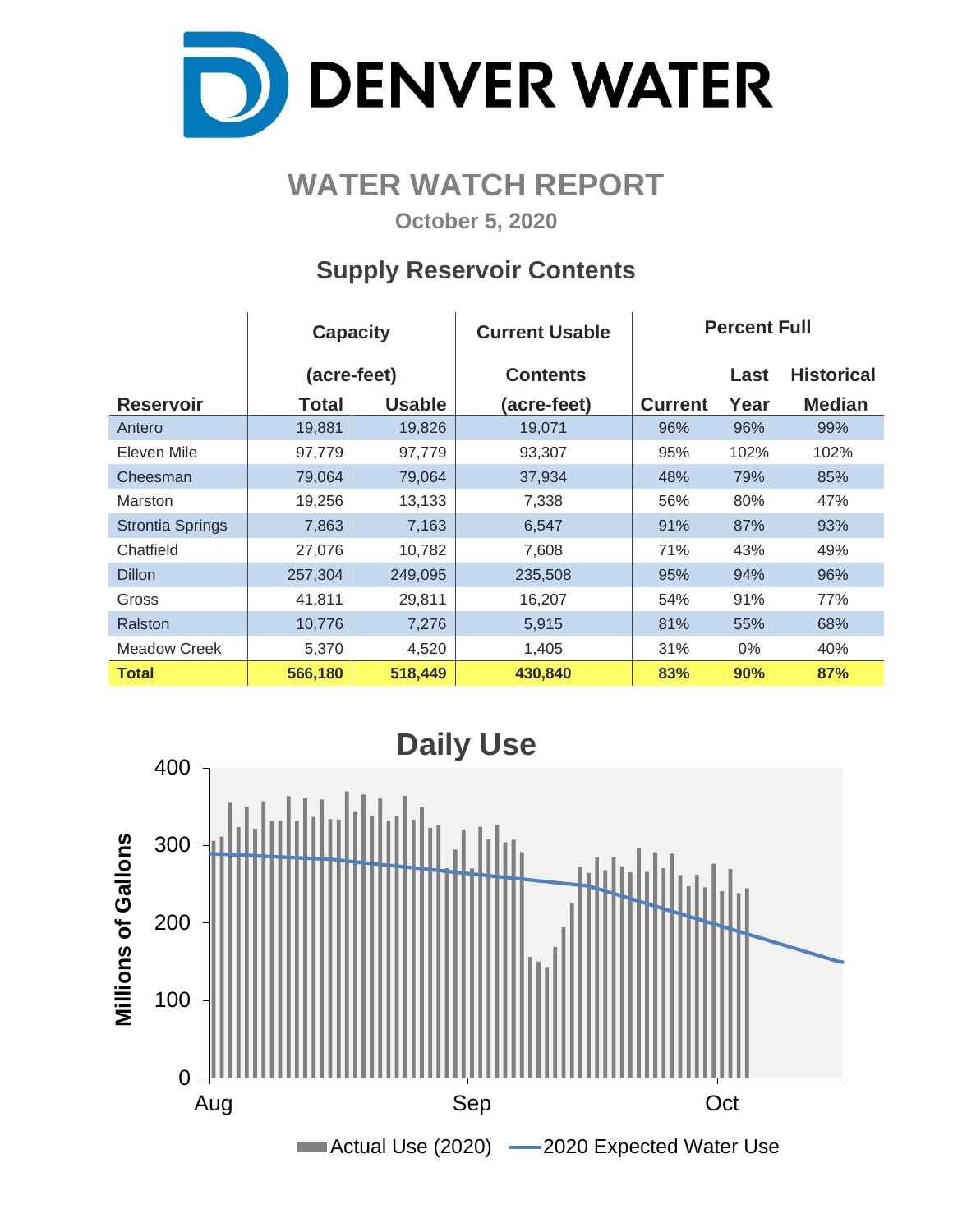# DENVER WATER

## WATER WATCH REPORT

**October 5, 2020**

### Supply Reservoir Contents

| Reservoir | Capacity (acre-feet) Total | Usable | Current Usable Contents (acre-feet) | Percent Full Current | Last Year | Historical Median |
|---|---|---|---|---|---|---|
| Antero | 19,881 | 19,826 | 19,071 | 96% | 96% | 99% |
| Eleven Mile | 97,779 | 97,779 | 93,307 | 95% | 102% | 102% |
| Cheesman | 79,064 | 79,064 | 37,934 | 48% | 79% | 85% |
| Marston | 19,256 | 13,133 | 7,338 | 56% | 80% | 47% |
| Strontia Springs | 7,863 | 7,163 | 6,547 | 91% | 87% | 93% |
| Chatfield | 27,076 | 10,782 | 7,608 | 71% | 43% | 49% |
| Dillon | 257,304 | 249,095 | 235,508 | 95% | 94% | 96% |
| Gross | 41,811 | 29,811 | 16,207 | 54% | 91% | 77% |
| Ralston | 10,776 | 7,276 | 5,915 | 81% | 55% | 68% |
| Meadow Creek | 5,370 | 4,520 | 1,405 | 31% | 0% | 40% |
| **Total** | **566,180** | **518,449** | **430,840** | **83%** | **90%** | **87%** |

### Daily Use

Millions of Gallons (0–400), Aug – Sep – Oct

Actual Use (2020) — 2020 Expected Water Use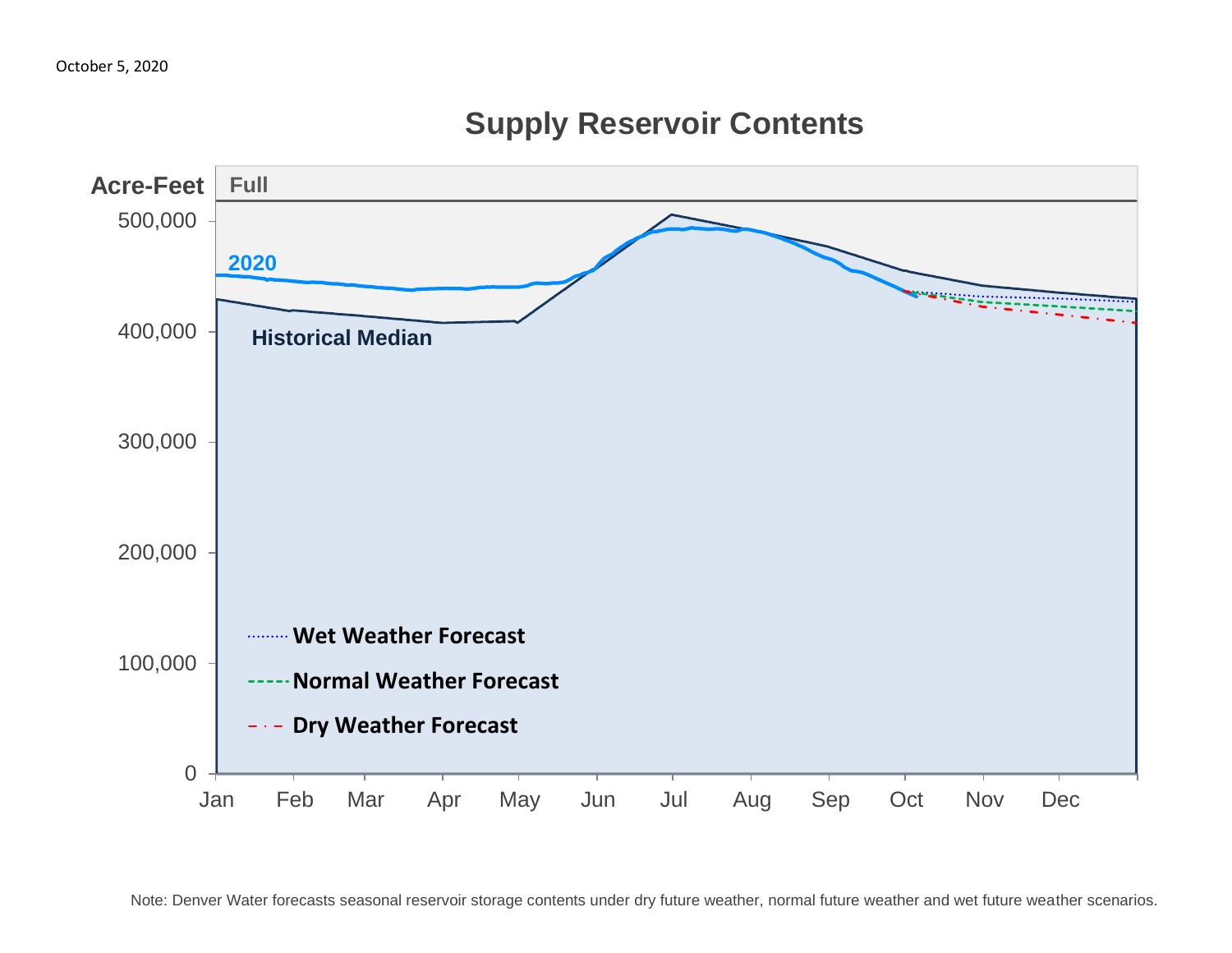October 5, 2020

## Supply Reservoir Contents

Acre-Feet

Full

500,000
400,000
300,000
200,000
100,000
0

2020

Historical Median

Wet Weather Forecast

Normal Weather Forecast

Dry Weather Forecast

Jan Feb Mar Apr May Jun Jul Aug Sep Oct Nov Dec

Note: Denver Water forecasts seasonal reservoir storage contents under dry future weather, normal future weather and wet future weather scenarios.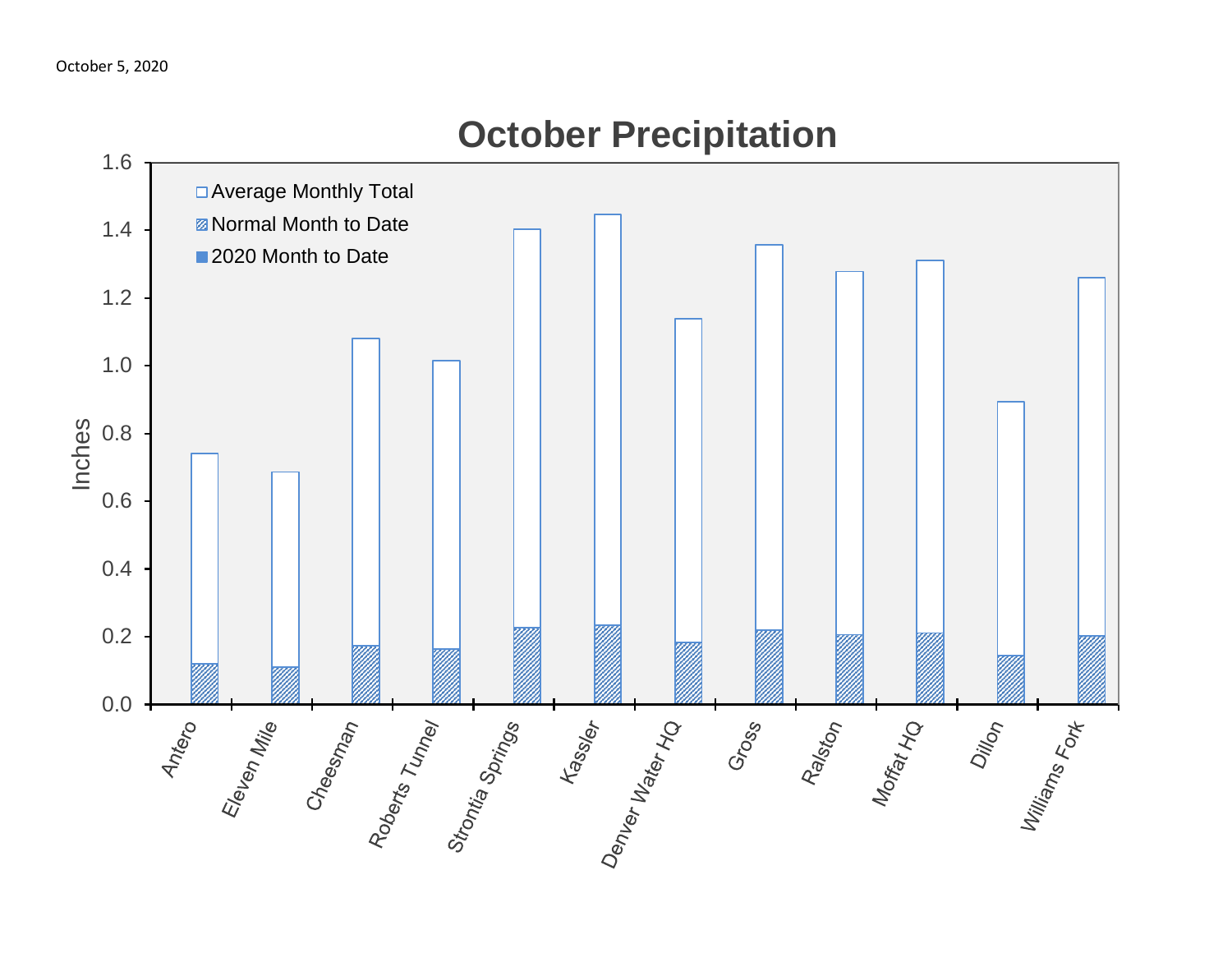October 5, 2020

## October Precipitation

Chart legend: Average Monthly Total; Normal Month to Date; 2020 Month to Date

Y-axis: Inches (0.0 – 1.6)

X-axis stations: Antero, Eleven Mile, Cheesman, Roberts Tunnel, Strontia Springs, Kassler, Denver Water HQ, Gross, Ralston, Moffat HQ, Dillon, Williams Fork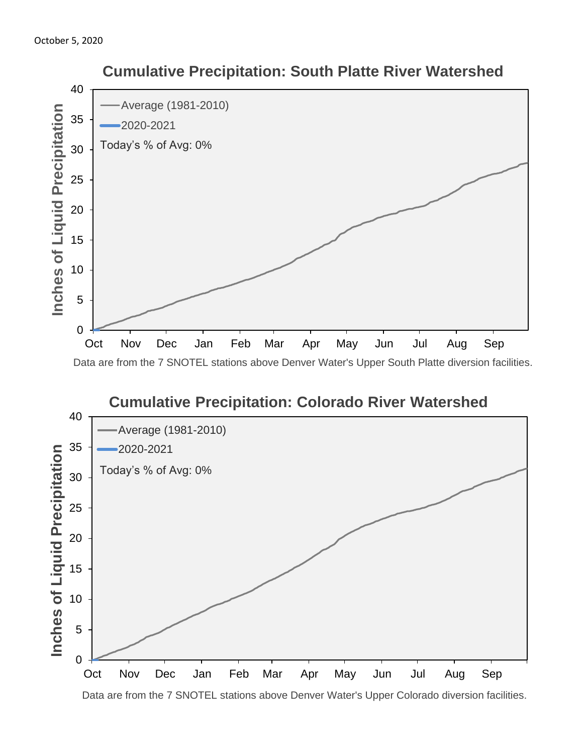October 5, 2020

## Cumulative Precipitation: South Platte River Watershed

Average (1981-2010)

2020-2021

Today's % of Avg: 0%

Inches of Liquid Precipitation

Oct Nov Dec Jan Feb Mar Apr May Jun Jul Aug Sep

Data are from the 7 SNOTEL stations above Denver Water's Upper South Platte diversion facilities.

## Cumulative Precipitation: Colorado River Watershed

Average (1981-2010)

2020-2021

Today's % of Avg: 0%

Inches of Liquid Precipitation

Oct Nov Dec Jan Feb Mar Apr May Jun Jul Aug Sep

Data are from the 7 SNOTEL stations above Denver Water's Upper Colorado diversion facilities.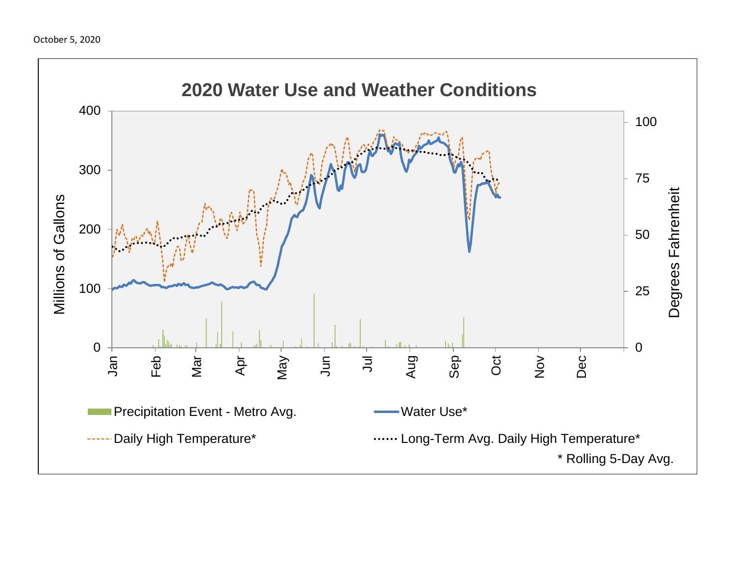October 5, 2020

## 2020 Water Use and Weather Conditions

Millions of Gallons: 0, 100, 200, 300, 400

Degrees Fahrenheit: 0, 25, 50, 75, 100

Jan, Feb, Mar, Apr, May, Jun, Jul, Aug, Sep, Oct, Nov, Dec

Precipitation Event - Metro Avg.

Water Use*

Daily High Temperature*

Long-Term Avg. Daily High Temperature*

\* Rolling 5-Day Avg.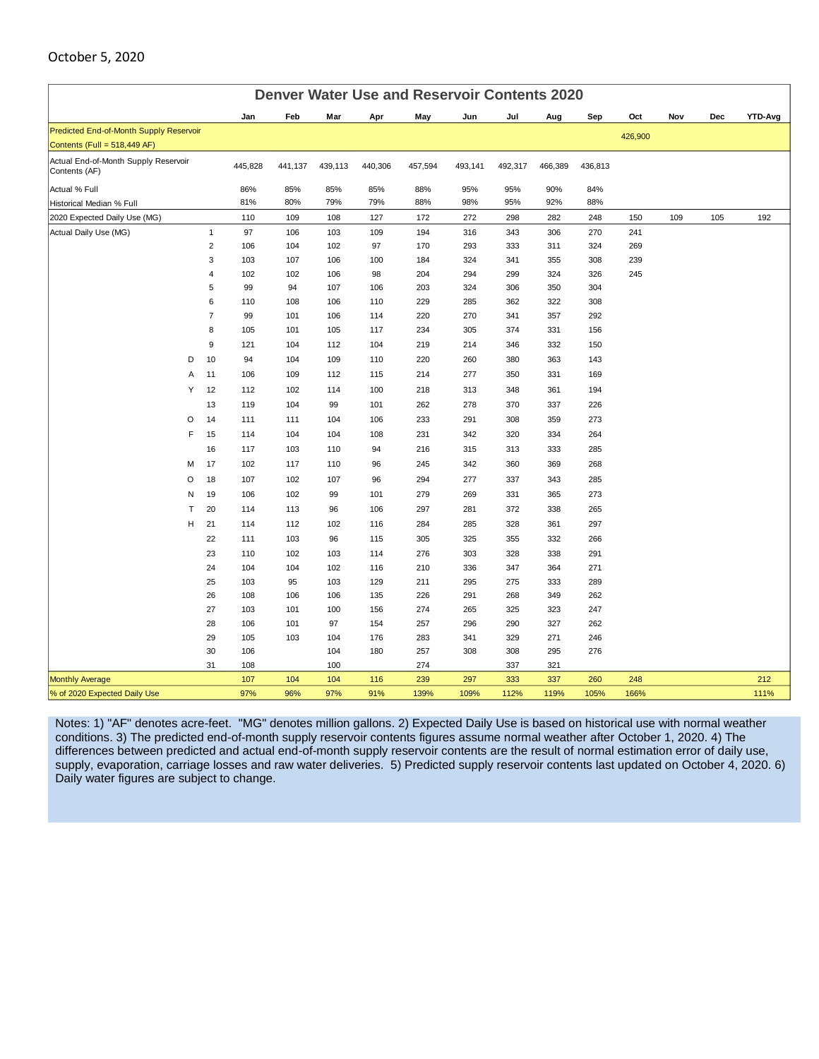October 5, 2020

## Denver Water Use and Reservoir Contents 2020

| | | Jan | Feb | Mar | Apr | May | Jun | Jul | Aug | Sep | Oct | Nov | Dec | YTD-Avg |
|---|---|---|---|---|---|---|---|---|---|---|---|---|---|---|
| Predicted End-of-Month Supply Reservoir Contents (Full = 518,449 AF) | | | | | | | | | | | 426,900 | | | |
| Actual End-of-Month Supply Reservoir Contents (AF) | | 445,828 | 441,137 | 439,113 | 440,306 | 457,594 | 493,141 | 492,317 | 466,389 | 436,813 | | | | |
| Actual % Full | | 86% | 85% | 85% | 85% | 88% | 95% | 95% | 90% | 84% | | | | |
| Historical Median % Full | | 81% | 80% | 79% | 79% | 88% | 98% | 95% | 92% | 88% | | | | |
| 2020 Expected Daily Use (MG) | | 110 | 109 | 108 | 127 | 172 | 272 | 298 | 282 | 248 | 150 | 109 | 105 | 192 |
| Actual Daily Use (MG) | 1 | 97 | 106 | 103 | 109 | 194 | 316 | 343 | 306 | 270 | 241 | | | |
| | 2 | 106 | 104 | 102 | 97 | 170 | 293 | 333 | 311 | 324 | 269 | | | |
| | 3 | 103 | 107 | 106 | 100 | 184 | 324 | 341 | 355 | 308 | 239 | | | |
| | 4 | 102 | 102 | 106 | 98 | 204 | 294 | 299 | 324 | 326 | 245 | | | |
| | 5 | 99 | 94 | 107 | 106 | 203 | 324 | 306 | 350 | 304 | | | | |
| | 6 | 110 | 108 | 106 | 110 | 229 | 285 | 362 | 322 | 308 | | | | |
| | 7 | 99 | 101 | 106 | 114 | 220 | 270 | 341 | 357 | 292 | | | | |
| | 8 | 105 | 101 | 105 | 117 | 234 | 305 | 374 | 331 | 156 | | | | |
| | 9 | 121 | 104 | 112 | 104 | 219 | 214 | 346 | 332 | 150 | | | | |
| D | 10 | 94 | 104 | 109 | 110 | 220 | 260 | 380 | 363 | 143 | | | | |
| A | 11 | 106 | 109 | 112 | 115 | 214 | 277 | 350 | 331 | 169 | | | | |
| Y | 12 | 112 | 102 | 114 | 100 | 218 | 313 | 348 | 361 | 194 | | | | |
| | 13 | 119 | 104 | 99 | 101 | 262 | 278 | 370 | 337 | 226 | | | | |
| O | 14 | 111 | 111 | 104 | 106 | 233 | 291 | 308 | 359 | 273 | | | | |
| F | 15 | 114 | 104 | 104 | 108 | 231 | 342 | 320 | 334 | 264 | | | | |
| | 16 | 117 | 103 | 110 | 94 | 216 | 315 | 313 | 333 | 285 | | | | |
| M | 17 | 102 | 117 | 110 | 96 | 245 | 342 | 360 | 369 | 268 | | | | |
| O | 18 | 107 | 102 | 107 | 96 | 294 | 277 | 337 | 343 | 285 | | | | |
| N | 19 | 106 | 102 | 99 | 101 | 279 | 269 | 331 | 365 | 273 | | | | |
| T | 20 | 114 | 113 | 96 | 106 | 297 | 281 | 372 | 338 | 265 | | | | |
| H | 21 | 114 | 112 | 102 | 116 | 284 | 285 | 328 | 361 | 297 | | | | |
| | 22 | 111 | 103 | 96 | 115 | 305 | 325 | 355 | 332 | 266 | | | | |
| | 23 | 110 | 102 | 103 | 114 | 276 | 303 | 328 | 338 | 291 | | | | |
| | 24 | 104 | 104 | 102 | 116 | 210 | 336 | 347 | 364 | 271 | | | | |
| | 25 | 103 | 95 | 103 | 129 | 211 | 295 | 275 | 333 | 289 | | | | |
| | 26 | 108 | 106 | 106 | 135 | 226 | 291 | 268 | 349 | 262 | | | | |
| | 27 | 103 | 101 | 100 | 156 | 274 | 265 | 325 | 323 | 247 | | | | |
| | 28 | 106 | 101 | 97 | 154 | 257 | 296 | 290 | 327 | 262 | | | | |
| | 29 | 105 | 103 | 104 | 176 | 283 | 341 | 329 | 271 | 246 | | | | |
| | 30 | 106 | | 104 | 180 | 257 | 308 | 308 | 295 | 276 | | | | |
| | 31 | 108 | | 100 | | 274 | | 337 | 321 | | | | | |
| Monthly Average | | 107 | 104 | 104 | 116 | 239 | 297 | 333 | 337 | 260 | 248 | | | 212 |
| % of 2020 Expected Daily Use | | 97% | 96% | 97% | 91% | 139% | 109% | 112% | 119% | 105% | 166% | | | 111% |

Notes: 1) "AF" denotes acre-feet. "MG" denotes million gallons. 2) Expected Daily Use is based on historical use with normal weather conditions. 3) The predicted end-of-month supply reservoir contents figures assume normal weather after October 1, 2020. 4) The differences between predicted and actual end-of-month supply reservoir contents are the result of normal estimation error of daily use, supply, evaporation, carriage losses and raw water deliveries. 5) Predicted supply reservoir contents last updated on October 4, 2020. 6) Daily water figures are subject to change.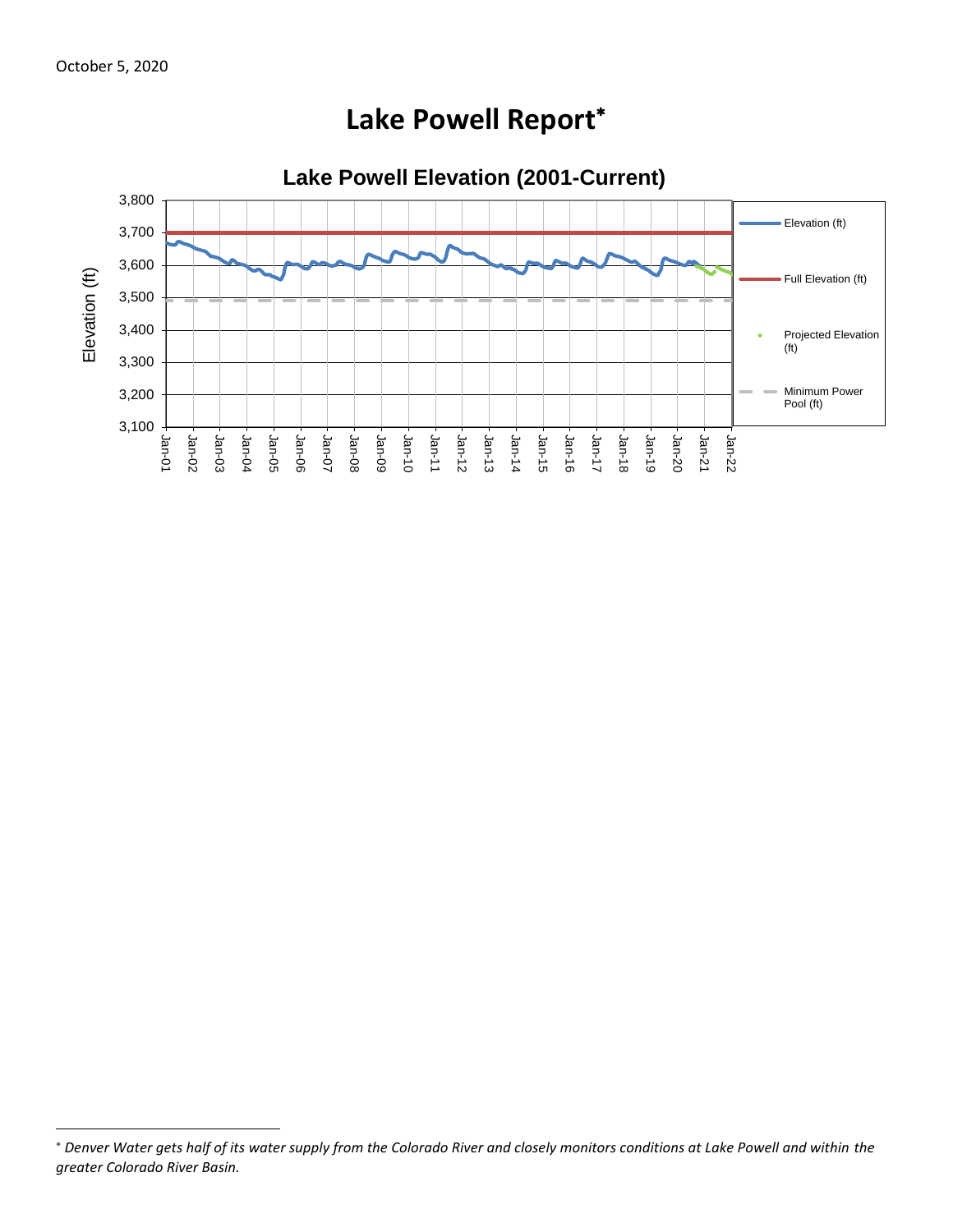October 5, 2020

# Lake Powell Report*

Lake Powell Elevation (2001-Current)

Elevation (ft)

3,800
3,700
3,600
3,500
3,400
3,300
3,200
3,100

Jan-01 Jan-02 Jan-03 Jan-04 Jan-05 Jan-06 Jan-07 Jan-08 Jan-09 Jan-10 Jan-11 Jan-12 Jan-13 Jan-14 Jan-15 Jan-16 Jan-17 Jan-18 Jan-19 Jan-20 Jan-21 Jan-22

Elevation (ft)

Full Elevation (ft)

Projected Elevation (ft)

Minimum Power Pool (ft)

---

* *Denver Water gets half of its water supply from the Colorado River and closely monitors conditions at Lake Powell and within the greater Colorado River Basin.*